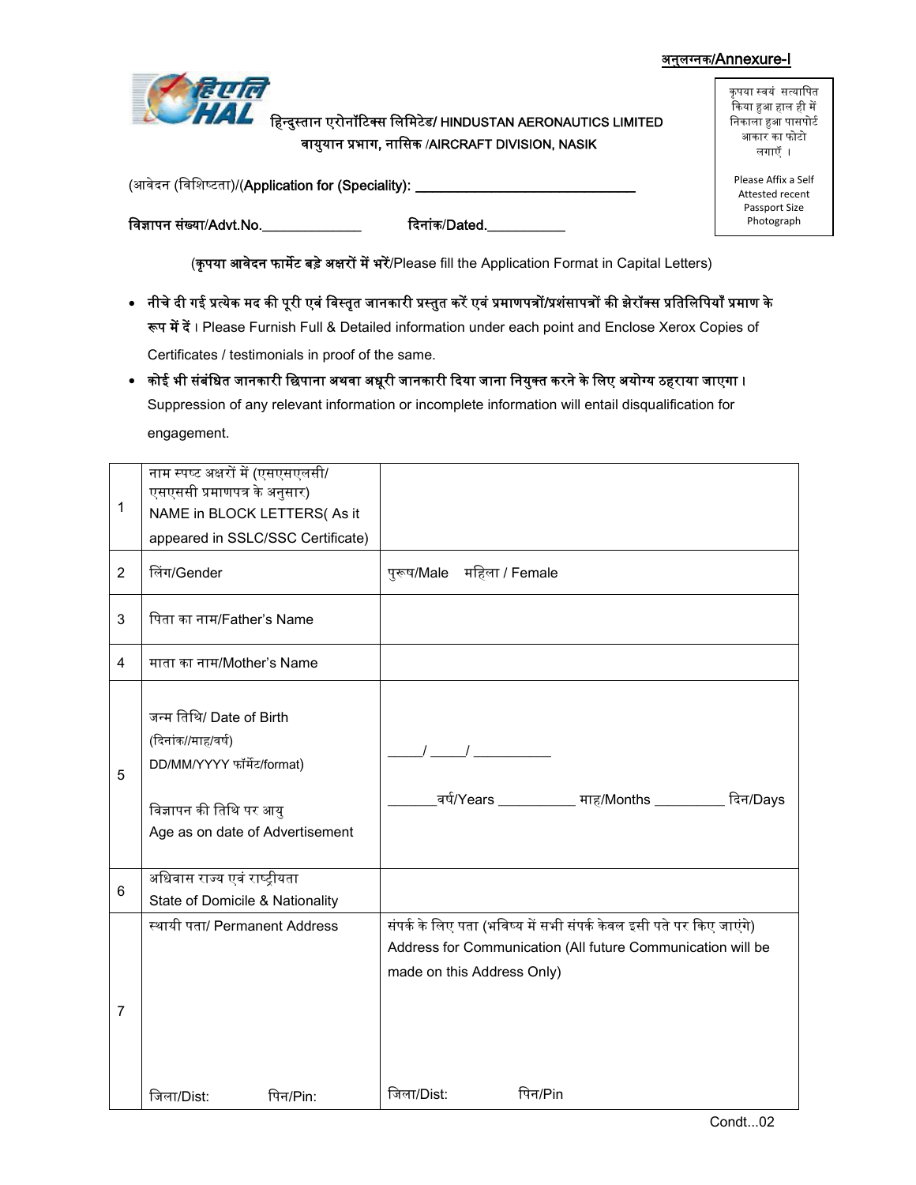अनुलग्नक/Annexure-I

हिन्दुस्तान एरोनॉटिक्स लिमिटेड/ HINDUSTAN AERONAUTICS LIMITED
वायुयान प्रभाग, नासिक /AIRCRAFT DIVISION, NASIK

कृपया स्वयं सत्यापित किया हुआ हाल ही में निकाला हुआ पासपोर्ट आकार का फोटो लगाएँ ।

Please Affix a Self Attested recent Passport Size Photograph

(आवेदन (विशिष्टता)/(**Application for (Speciality): ______________________________**

**विज्ञापन संख्या/Advt.No.______________** **दिनांक/Dated.___________**

(**कृपया आवेदन फार्मेट बड़े अक्षरों में भरें**/Please fill the Application Format in Capital Letters)

- **नीचे दी गई प्रत्येक मद की पूरी एवं विस्तृत जानकारी प्रस्तुत करें एवं प्रमाणपत्रों/प्रशंसापत्रों की झेरॉक्स प्रतिलिपियाँ प्रमाण के रूप में दें ।** Please Furnish Full & Detailed information under each point and Enclose Xerox Copies of Certificates / testimonials in proof of the same.
- **कोई भी संबंधित जानकारी छिपाना अथवा अधूरी जानकारी दिया जाना नियुक्त करने के लिए अयोग्य ठहराया जाएगा ।** Suppression of any relevant information or incomplete information will entail disqualification for engagement.

| | | |
|---|---|---|
| 1 | नाम स्पष्ट अक्षरों में (एसएसएलसी/ एसएससी प्रमाणपत्र के अनुसार) NAME in BLOCK LETTERS( As it appeared in SSLC/SSC Certificate) | |
| 2 | लिंग/Gender | पुरूष/Male महिला / Female |
| 3 | पिता का नाम/Father's Name | |
| 4 | माता का नाम/Mother's Name | |
| 5 | जन्म तिथि/ Date of Birth (दिनांक//माह/वर्ष) DD/MM/YYYY फॉर्मेट/format)<br><br>विज्ञापन की तिथि पर आयु<br>Age as on date of Advertisement | _____/ _____/ ___________<br><br>_______वर्ष/Years ___________ माह/Months __________ दिन/Days |
| 6 | अधिवास राज्य एवं राष्ट्रीयता State of Domicile & Nationality | |
| 7 | स्थायी पता/ Permanent Address<br><br><br><br>जिला/Dist: पिन/Pin: | संपर्क के लिए पता (भविष्य में सभी संपर्क केवल इसी पते पर किए जाएंगे) Address for Communication (All future Communication will be made on this Address Only)<br><br><br>जिला/Dist: पिन/Pin |

Condt...02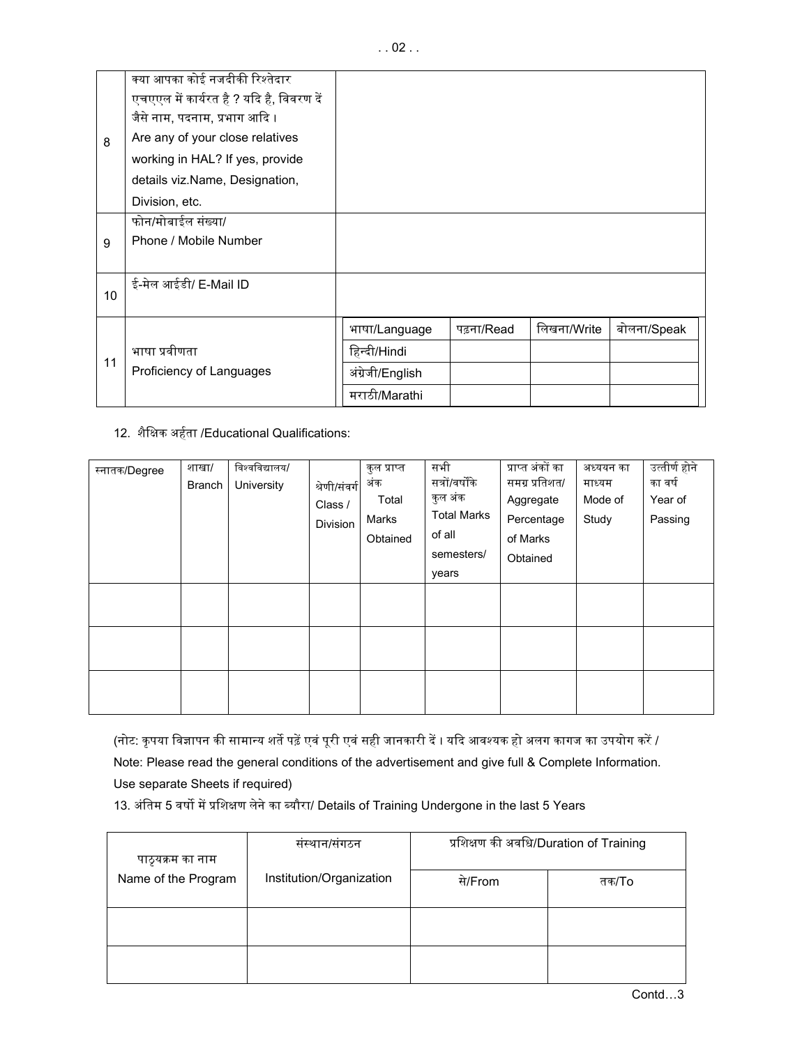| 8 | क्या आपका कोई नजदीकी रिश्तेदार एचएएल में कार्यरत है ? यदि है, विवरण दें जैसे नाम, पदनाम, प्रभाग आदि । Are any of your close relatives working in HAL? If yes, provide details viz.Name, Designation, Division, etc. | | | | |
|---|---|---|---|---|---|
| 9 | फोन/मोबाईल संख्या/ Phone / Mobile Number | | | | |
| 10 | ई-मेल आईडी/ E-Mail ID | | | | |
| 11 | भाषा प्रवीणता Proficiency of Languages | भाषा/Language | पढ़ना/Read | लिखना/Write | बोलना/Speak |
| | | हिन्दी/Hindi | | | |
| | | अंग्रेजी/English | | | |
| | | मराठी/Marathi | | | |

12. शैक्षिक अर्हता /Educational Qualifications:

| स्नातक/Degree | शाखा/ Branch | विश्वविद्यालय/ University | श्रेणी/संवर्ग Class / Division | कुल प्राप्त अंक Total Marks Obtained | सभी सत्रों/वर्षोंके कुल अंक Total Marks of all semesters/ years | प्राप्त अंकों का समग्र प्रतिशत/ Aggregate Percentage of Marks Obtained | अध्ययन का माध्यम Mode of Study | उत्तीर्ण होने का वर्ष Year of Passing |
|---|---|---|---|---|---|---|---|---|
| | | | | | | | | |
| | | | | | | | | |
| | | | | | | | | |

(नोट: कृपया विज्ञापन की सामान्य शर्तें पढ़ें एवं पूरी एवं सही जानकारी दें । यदि आवश्यक हो अलग कागज का उपयोग करें / Note: Please read the general conditions of the advertisement and give full & Complete Information. Use separate Sheets if required)

13. अंतिम 5 वर्षों में प्रशिक्षण लेने का ब्यौरा/ Details of Training Undergone in the last 5 Years

| पाठ्यक्रम का नाम Name of the Program | संस्थान/संगठन Institution/Organization | प्रशिक्षण की अवधि/Duration of Training | |
|---|---|---|---|
| | | से/From | तक/To |
| | | | |
| | | | |

Contd…3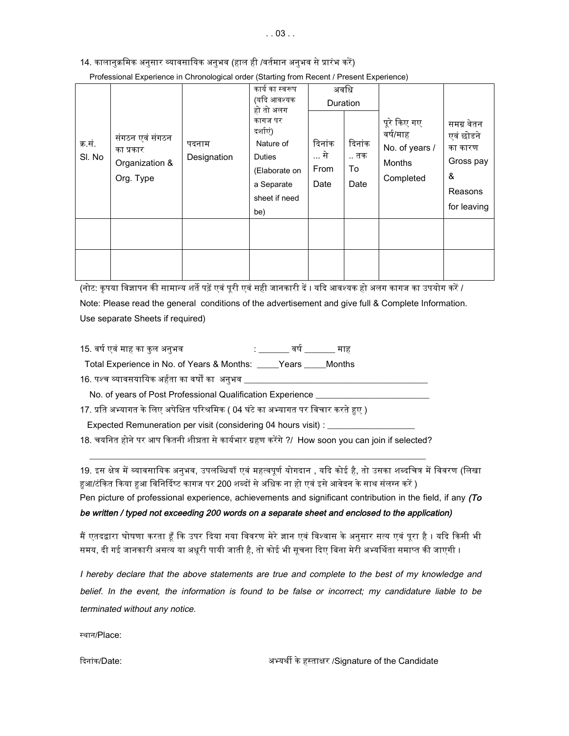14. कालानुक्रमिक अनुसार व्यावसायिक अनुभव (हाल ही /वर्तमान अनुभव से प्रारंभ करें)

Professional Experience in Chronological order (Starting from Recent / Present Experience)

| क्र.सं. Sl. No | संगठन एवं संगठन का प्रकार Organization & Org. Type | पदनाम Designation | कार्य का स्वरूप (यदि आवश्यक हो तो अलग कागज पर दर्शाएं) Nature of Duties (Elaborate on a Separate sheet if need be) | अवधि Duration | | पूरे किए गए वर्ष/माह No. of years / Months Completed | समग्र वेतन एवं छोडने का कारण Gross pay & Reasons for leaving |
|---|---|---|---|---|---|---|---|
| | | | | दिनांक ... से From Date | दिनांक .. तक To Date | | |
| | | | | | | | |
| | | | | | | | |

(नोट: कृपया विज्ञापन की सामान्य शर्तें पढ़ें एवं पूरी एवं सही जानकारी दें । यदि आवश्यक हो अलग कागज का उपयोग करें / Note: Please read the general conditions of the advertisement and give full & Complete Information. Use separate Sheets if required)

15. वर्ष एवं माह का कुल अनुभव : _______ वर्ष _______ माह

Total Experience in No. of Years & Months: _____Years _____Months

16. पश्च व्यावसयायिक अर्हता का वर्षों का अनुभव ________________________________________

No. of years of Post Professional Qualification Experience ________________________

17. प्रति अभ्यागत के लिए अपेक्षित परिश्रमिक ( 04 घंटे का अभ्यागत पर विचार करते हुए )

Expected Remuneration per visit (considering 04 hours visit) : __________________

18. चयनित होने पर आप कितनी शीघ्रता से कार्यभार ग्रहण करेंगे ?/ How soon you can join if selected?

________________________________________________________________

19. इस क्षेत्र में व्यावसायिक अनुभव, उपलब्धियाँ एवं महत्वपूर्ण योगदान , यदि कोई है, तो उसका शब्दचित्र में विवरण (लिखा हुआ/टंकित किया हुआ विनिर्दिष्ट कागज पर 200 शब्दों से अधिक ना हो एवं इसे आवेदन के साथ संलग्न करें )

Pen picture of professional experience, achievements and significant contribution in the field, if any ***(To be written / typed not exceeding 200 words on a separate sheet and enclosed to the application)***

मैं एतदद्वारा घोषणा करता हूँ कि उपर दिया गया विवरण मेरे ज्ञान एवं विश्वास के अनुसार सत्य एवं पूरा है । यदि किसी भी समय, दी गई जानकारी असत्य या अधूरी पायी जाती है, तो कोई भी सूचना दिए बिना मेरी अभ्यर्थिता समाप्त की जाएगी ।

*I hereby declare that the above statements are true and complete to the best of my knowledge and belief. In the event, the information is found to be false or incorrect; my candidature liable to be terminated without any notice.*

स्थान/Place:

दिनांक/Date: अभ्यर्थी के हस्ताक्षर /Signature of the Candidate